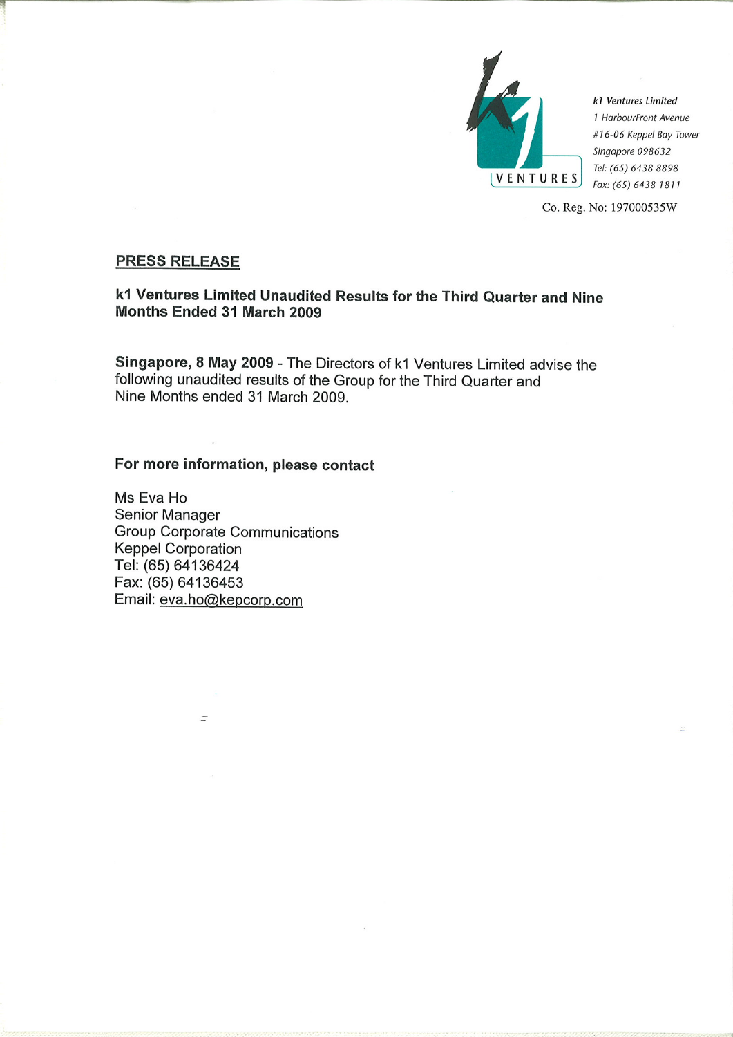k1 VENTURES

*k1 Ventures Limited*
*1 HarbourFront Avenue*
*#16-06 Keppel Bay Tower*
*Singapore 098632*
*Tel: (65) 6438 8898*
*Fax: (65) 6438 1811*

Co. Reg. No: 197000535W

**PRESS RELEASE**

**k1 Ventures Limited Unaudited Results for the Third Quarter and Nine Months Ended 31 March 2009**

**Singapore, 8 May 2009** - The Directors of k1 Ventures Limited advise the following unaudited results of the Group for the Third Quarter and Nine Months ended 31 March 2009.

**For more information, please contact**

Ms Eva Ho
Senior Manager
Group Corporate Communications
Keppel Corporation
Tel: (65) 64136424
Fax: (65) 64136453
Email: eva.ho@kepcorp.com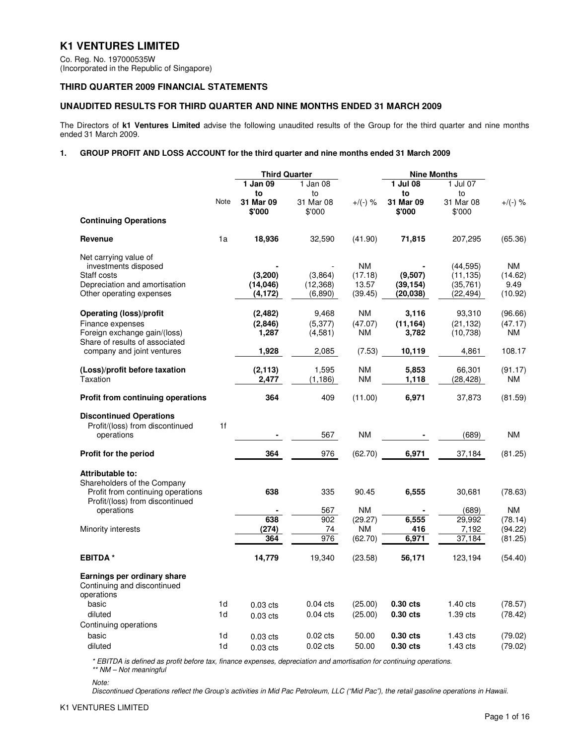# K1 VENTURES LIMITED

Co. Reg. No. 197000535W
(Incorporated in the Republic of Singapore)

## THIRD QUARTER 2009 FINANCIAL STATEMENTS

## UNAUDITED RESULTS FOR THIRD QUARTER AND NINE MONTHS ENDED 31 MARCH 2009

The Directors of **k1 Ventures Limited** advise the following unaudited results of the Group for the third quarter and nine months ended 31 March 2009.

### 1. GROUP PROFIT AND LOSS ACCOUNT for the third quarter and nine months ended 31 March 2009

| | Note | Third Quarter | | | Nine Months | | |
|---|---|---|---|---|---|---|---|
| | | **1 Jan 09 to 31 Mar 09 $'000** | 1 Jan 08 to 31 Mar 08 $'000 | +/(-) % | **1 Jul 08 to 31 Mar 09 $'000** | 1 Jul 07 to 31 Mar 08 $'000 | +/(-) % |
| **Continuing Operations** | | | | | | | |
| **Revenue** | 1a | **18,936** | 32,590 | (41.90) | **71,815** | 207,295 | (65.36) |
| Net carrying value of investments disposed | | **-** | - | NM | **-** | (44,595) | NM |
| Staff costs | | **(3,200)** | (3,864) | (17.18) | **(9,507)** | (11,135) | (14.62) |
| Depreciation and amortisation | | **(14,046)** | (12,368) | 13.57 | **(39,154)** | (35,761) | 9.49 |
| Other operating expenses | | **(4,172)** | (6,890) | (39.45) | **(20,038)** | (22,494) | (10.92) |
| **Operating (loss)/profit** | | **(2,482)** | 9,468 | NM | **3,116** | 93,310 | (96.66) |
| Finance expenses | | **(2,846)** | (5,377) | (47.07) | **(11,164)** | (21,132) | (47.17) |
| Foreign exchange gain/(loss) | | **1,287** | (4,581) | NM | **3,782** | (10,738) | NM |
| Share of results of associated company and joint ventures | | **1,928** | 2,085 | (7.53) | **10,119** | 4,861 | 108.17 |
| **(Loss)/profit before taxation** | | **(2,113)** | 1,595 | NM | **5,853** | 66,301 | (91.17) |
| Taxation | | **2,477** | (1,186) | NM | **1,118** | (28,428) | NM |
| **Profit from continuing operations** | | **364** | 409 | (11.00) | **6,971** | 37,873 | (81.59) |
| **Discontinued Operations** | | | | | | | |
| Profit/(loss) from discontinued operations | 1f | **-** | 567 | NM | **-** | (689) | NM |
| **Profit for the period** | | **364** | 976 | (62.70) | **6,971** | 37,184 | (81.25) |
| **Attributable to:** | | | | | | | |
| Shareholders of the Company | | | | | | | |
| Profit from continuing operations | | **638** | 335 | 90.45 | **6,555** | 30,681 | (78.63) |
| Profit/(loss) from discontinued operations | | **-** | 567 | NM | **-** | (689) | NM |
| | | **638** | 902 | (29.27) | **6,555** | 29,992 | (78.14) |
| Minority interests | | **(274)** | 74 | NM | **416** | 7,192 | (94.22) |
| | | **364** | 976 | (62.70) | **6,971** | 37,184 | (81.25) |
| **EBITDA *** | | **14,779** | 19,340 | (23.58) | **56,171** | 123,194 | (54.40) |
| **Earnings per ordinary share** | | | | | | | |
| Continuing and discontinued operations | | | | | | | |
| basic | 1d | 0.03 cts | 0.04 cts | (25.00) | **0.30 cts** | 1.40 cts | (78.57) |
| diluted | 1d | 0.03 cts | 0.04 cts | (25.00) | **0.30 cts** | 1.39 cts | (78.42) |
| Continuing operations | | | | | | | |
| basic | 1d | 0.03 cts | 0.02 cts | 50.00 | **0.30 cts** | 1.43 cts | (79.02) |
| diluted | 1d | 0.03 cts | 0.02 cts | 50.00 | **0.30 cts** | 1.43 cts | (79.02) |

*\* EBITDA is defined as profit before tax, finance expenses, depreciation and amortisation for continuing operations.*
*\*\* NM – Not meaningful*

*Note:*
*Discontinued Operations reflect the Group's activities in Mid Pac Petroleum, LLC ("Mid Pac"), the retail gasoline operations in Hawaii.*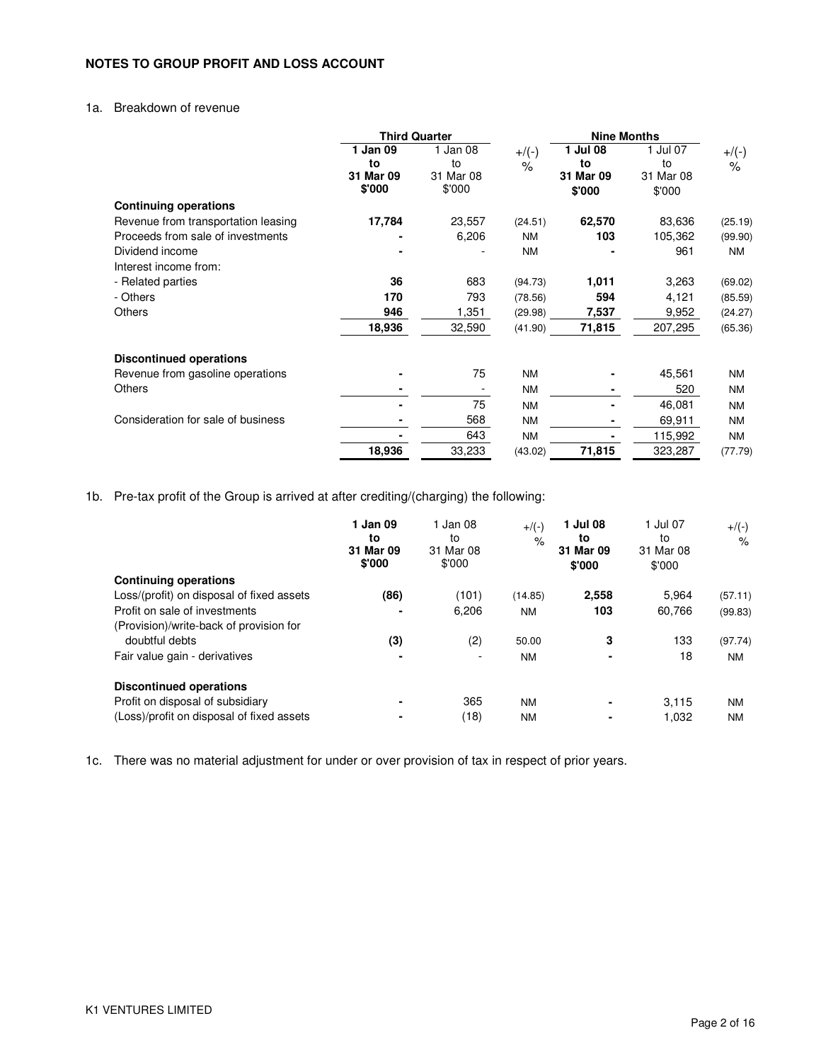## NOTES TO GROUP PROFIT AND LOSS ACCOUNT

1a. Breakdown of revenue

| | Third Quarter | | | Nine Months | | |
|---|---|---|---|---|---|---|
| | **1 Jan 09 to 31 Mar 09 $'000** | 1 Jan 08 to 31 Mar 08 $'000 | +/(-) % | **1 Jul 08 to 31 Mar 09 $'000** | 1 Jul 07 to 31 Mar 08 $'000 | +/(-) % |
| **Continuing operations** | | | | | | |
| Revenue from transportation leasing | **17,784** | 23,557 | (24.51) | **62,570** | 83,636 | (25.19) |
| Proceeds from sale of investments | **-** | 6,206 | NM | **103** | 105,362 | (99.90) |
| Dividend income | **-** | - | NM | **-** | 961 | NM |
| Interest income from: | | | | | | |
| - Related parties | **36** | 683 | (94.73) | **1,011** | 3,263 | (69.02) |
| - Others | **170** | 793 | (78.56) | **594** | 4,121 | (85.59) |
| Others | **946** | 1,351 | (29.98) | **7,537** | 9,952 | (24.27) |
| | **18,936** | 32,590 | (41.90) | **71,815** | 207,295 | (65.36) |
| **Discontinued operations** | | | | | | |
| Revenue from gasoline operations | **-** | 75 | NM | **-** | 45,561 | NM |
| Others | **-** | - | NM | **-** | 520 | NM |
| | **-** | 75 | NM | **-** | 46,081 | NM |
| Consideration for sale of business | **-** | 568 | NM | **-** | 69,911 | NM |
| | **-** | 643 | NM | **-** | 115,992 | NM |
| | **18,936** | 33,233 | (43.02) | **71,815** | 323,287 | (77.79) |

1b. Pre-tax profit of the Group is arrived at after crediting/(charging) the following:

| | **1 Jan 09 to 31 Mar 09 $'000** | 1 Jan 08 to 31 Mar 08 $'000 | +/(-) % | **1 Jul 08 to 31 Mar 09 $'000** | 1 Jul 07 to 31 Mar 08 $'000 | +/(-) % |
|---|---|---|---|---|---|---|
| **Continuing operations** | | | | | | |
| Loss/(profit) on disposal of fixed assets | **(86)** | (101) | (14.85) | **2,558** | 5,964 | (57.11) |
| Profit on sale of investments | **-** | 6,206 | NM | **103** | 60,766 | (99.83) |
| (Provision)/write-back of provision for doubtful debts | **(3)** | (2) | 50.00 | **3** | 133 | (97.74) |
| Fair value gain - derivatives | **-** | - | NM | **-** | 18 | NM |
| **Discontinued operations** | | | | | | |
| Profit on disposal of subsidiary | **-** | 365 | NM | **-** | 3,115 | NM |
| (Loss)/profit on disposal of fixed assets | **-** | (18) | NM | **-** | 1,032 | NM |

1c. There was no material adjustment for under or over provision of tax in respect of prior years.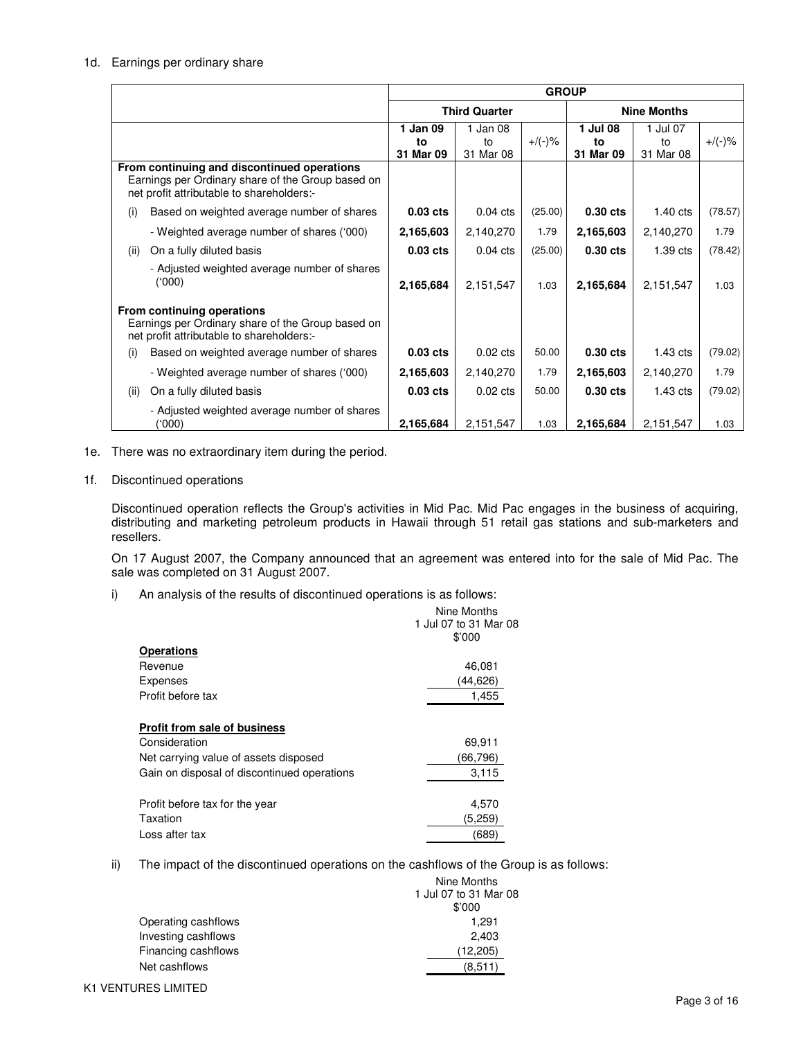1d. Earnings per ordinary share

| | GROUP | | | | | |
|---|---|---|---|---|---|---|
| | Third Quarter | | | Nine Months | | |
| | **1 Jan 09 to 31 Mar 09** | 1 Jan 08 to 31 Mar 08 | +/(-)% | **1 Jul 08 to 31 Mar 09** | 1 Jul 07 to 31 Mar 08 | +/(-)% |
| **From continuing and discontinued operations** Earnings per Ordinary share of the Group based on net profit attributable to shareholders:- | | | | | | |
| (i) Based on weighted average number of shares | **0.03 cts** | 0.04 cts | (25.00) | **0.30 cts** | 1.40 cts | (78.57) |
| - Weighted average number of shares ('000) | **2,165,603** | 2,140,270 | 1.79 | **2,165,603** | 2,140,270 | 1.79 |
| (ii) On a fully diluted basis | **0.03 cts** | 0.04 cts | (25.00) | **0.30 cts** | 1.39 cts | (78.42) |
| - Adjusted weighted average number of shares ('000) | **2,165,684** | 2,151,547 | 1.03 | **2,165,684** | 2,151,547 | 1.03 |
| **From continuing operations** Earnings per Ordinary share of the Group based on net profit attributable to shareholders:- | | | | | | |
| (i) Based on weighted average number of shares | **0.03 cts** | 0.02 cts | 50.00 | **0.30 cts** | 1.43 cts | (79.02) |
| - Weighted average number of shares ('000) | **2,165,603** | 2,140,270 | 1.79 | **2,165,603** | 2,140,270 | 1.79 |
| (ii) On a fully diluted basis | **0.03 cts** | 0.02 cts | 50.00 | **0.30 cts** | 1.43 cts | (79.02) |
| - Adjusted weighted average number of shares ('000) | **2,165,684** | 2,151,547 | 1.03 | **2,165,684** | 2,151,547 | 1.03 |

1e. There was no extraordinary item during the period.

1f. Discontinued operations

Discontinued operation reflects the Group's activities in Mid Pac. Mid Pac engages in the business of acquiring, distributing and marketing petroleum products in Hawaii through 51 retail gas stations and sub-marketers and resellers.

On 17 August 2007, the Company announced that an agreement was entered into for the sale of Mid Pac. The sale was completed on 31 August 2007.

i) An analysis of the results of discontinued operations is as follows:

| | Nine Months 1 Jul 07 to 31 Mar 08 $'000 |
|---|---|
| **Operations** | |
| Revenue | 46,081 |
| Expenses | (44,626) |
| Profit before tax | 1,455 |
| **Profit from sale of business** | |
| Consideration | 69,911 |
| Net carrying value of assets disposed | (66,796) |
| Gain on disposal of discontinued operations | 3,115 |
| Profit before tax for the year | 4,570 |
| Taxation | (5,259) |
| Loss after tax | (689) |

ii) The impact of the discontinued operations on the cashflows of the Group is as follows:

| | Nine Months 1 Jul 07 to 31 Mar 08 $'000 |
|---|---|
| Operating cashflows | 1,291 |
| Investing cashflows | 2,403 |
| Financing cashflows | (12,205) |
| Net cashflows | (8,511) |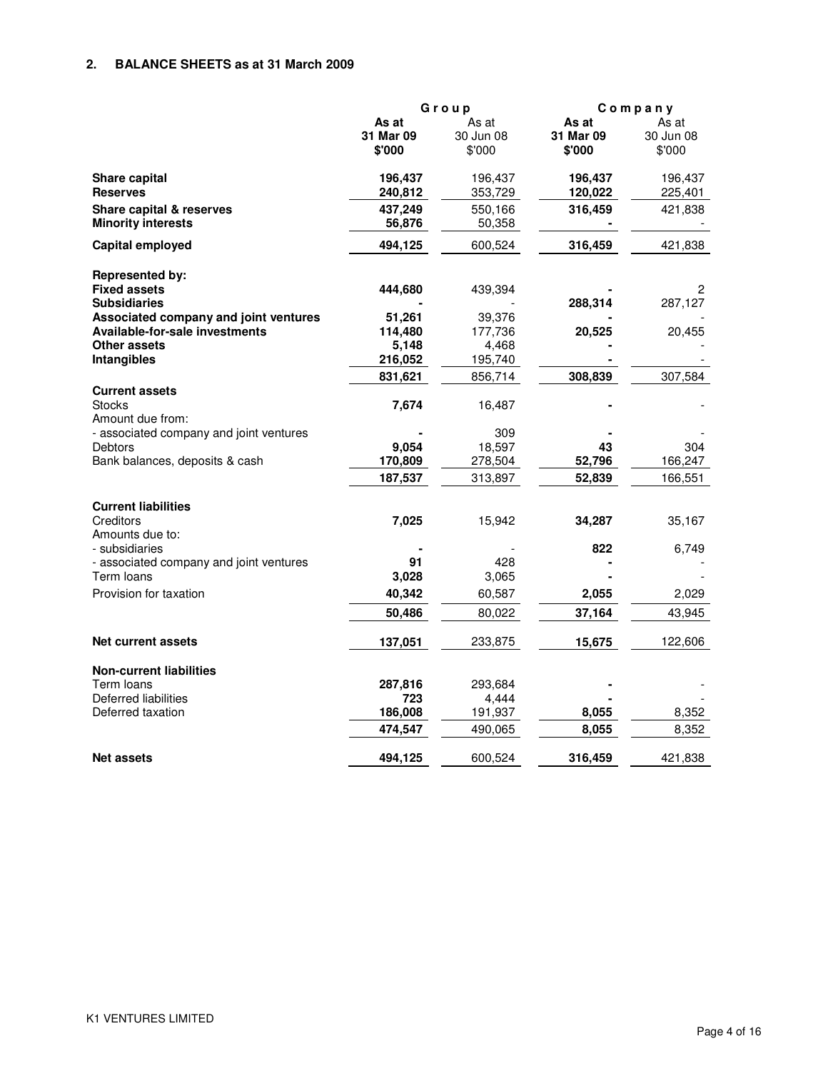## 2. BALANCE SHEETS as at 31 March 2009

| | Group | | Company | |
|---|---|---|---|---|
| | **As at 31 Mar 09 $'000** | As at 30 Jun 08 $'000 | **As at 31 Mar 09 $'000** | As at 30 Jun 08 $'000 |
| **Share capital** | **196,437** | 196,437 | **196,437** | 196,437 |
| **Reserves** | **240,812** | 353,729 | **120,022** | 225,401 |
| **Share capital & reserves** | **437,249** | 550,166 | **316,459** | 421,838 |
| **Minority interests** | **56,876** | 50,358 | **-** | - |
| **Capital employed** | **494,125** | 600,524 | **316,459** | 421,838 |
| **Represented by:** | | | | |
| **Fixed assets** | **444,680** | 439,394 | **-** | 2 |
| **Subsidiaries** | **-** | - | **288,314** | 287,127 |
| **Associated company and joint ventures** | **51,261** | 39,376 | **-** | - |
| **Available-for-sale investments** | **114,480** | 177,736 | **20,525** | 20,455 |
| **Other assets** | **5,148** | 4,468 | **-** | - |
| **Intangibles** | **216,052** | 195,740 | **-** | - |
| | **831,621** | 856,714 | **308,839** | 307,584 |
| **Current assets** | | | | |
| Stocks | **7,674** | 16,487 | **-** | - |
| Amount due from: | | | | |
| - associated company and joint ventures | **-** | 309 | **-** | - |
| Debtors | **9,054** | 18,597 | **43** | 304 |
| Bank balances, deposits & cash | **170,809** | 278,504 | **52,796** | 166,247 |
| | **187,537** | 313,897 | **52,839** | 166,551 |
| **Current liabilities** | | | | |
| Creditors | **7,025** | 15,942 | **34,287** | 35,167 |
| Amounts due to: | | | | |
| - subsidiaries | **-** | - | **822** | 6,749 |
| - associated company and joint ventures | **91** | 428 | **-** | - |
| Term loans | **3,028** | 3,065 | **-** | - |
| Provision for taxation | **40,342** | 60,587 | **2,055** | 2,029 |
| | **50,486** | 80,022 | **37,164** | 43,945 |
| **Net current assets** | **137,051** | 233,875 | **15,675** | 122,606 |
| **Non-current liabilities** | | | | |
| Term loans | **287,816** | 293,684 | **-** | - |
| Deferred liabilities | **723** | 4,444 | **-** | - |
| Deferred taxation | **186,008** | 191,937 | **8,055** | 8,352 |
| | **474,547** | 490,065 | **8,055** | 8,352 |
| **Net assets** | **494,125** | 600,524 | **316,459** | 421,838 |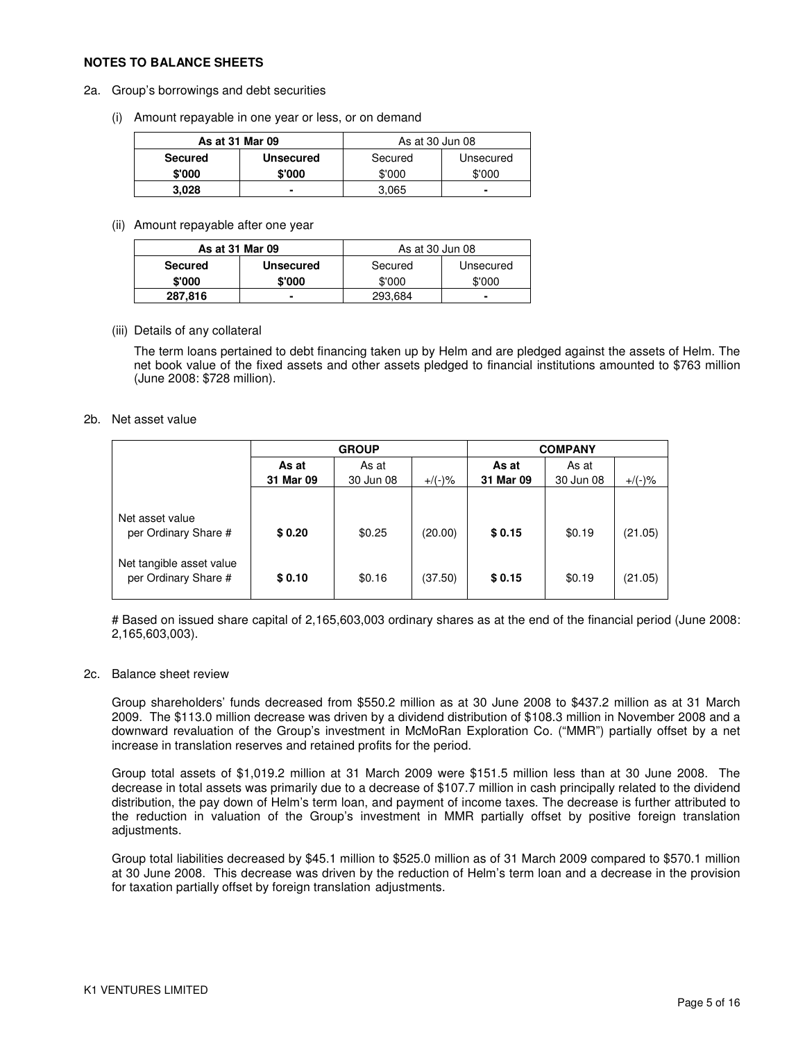**NOTES TO BALANCE SHEETS**

2a. Group's borrowings and debt securities

(i) Amount repayable in one year or less, or on demand

| **As at 31 Mar 09** | | As at 30 Jun 08 | |
|---|---|---|---|
| **Secured** | **Unsecured** | Secured | Unsecured |
| **$'000** | **$'000** | $'000 | $'000 |
| **3,028** | **-** | 3,065 | - |

(ii) Amount repayable after one year

| **As at 31 Mar 09** | | As at 30 Jun 08 | |
|---|---|---|---|
| **Secured** | **Unsecured** | Secured | Unsecured |
| **$'000** | **$'000** | $'000 | $'000 |
| **287,816** | **-** | 293,684 | - |

(iii) Details of any collateral

The term loans pertained to debt financing taken up by Helm and are pledged against the assets of Helm. The net book value of the fixed assets and other assets pledged to financial institutions amounted to $763 million (June 2008: $728 million).

2b. Net asset value

| | **GROUP** | | | **COMPANY** | | |
|---|---|---|---|---|---|---|
| | **As at 31 Mar 09** | As at 30 Jun 08 | +/(-)% | **As at 31 Mar 09** | As at 30 Jun 08 | +/(-)% |
| Net asset value per Ordinary Share # | **$ 0.20** | $0.25 | (20.00) | **$ 0.15** | $0.19 | (21.05) |
| Net tangible asset value per Ordinary Share # | **$ 0.10** | $0.16 | (37.50) | **$ 0.15** | $0.19 | (21.05) |

# Based on issued share capital of 2,165,603,003 ordinary shares as at the end of the financial period (June 2008: 2,165,603,003).

2c. Balance sheet review

Group shareholders' funds decreased from $550.2 million as at 30 June 2008 to $437.2 million as at 31 March 2009. The $113.0 million decrease was driven by a dividend distribution of $108.3 million in November 2008 and a downward revaluation of the Group's investment in McMoRan Exploration Co. ("MMR") partially offset by a net increase in translation reserves and retained profits for the period.

Group total assets of $1,019.2 million at 31 March 2009 were $151.5 million less than at 30 June 2008. The decrease in total assets was primarily due to a decrease of $107.7 million in cash principally related to the dividend distribution, the pay down of Helm's term loan, and payment of income taxes. The decrease is further attributed to the reduction in valuation of the Group's investment in MMR partially offset by positive foreign translation adjustments.

Group total liabilities decreased by $45.1 million to $525.0 million as of 31 March 2009 compared to $570.1 million at 30 June 2008. This decrease was driven by the reduction of Helm's term loan and a decrease in the provision for taxation partially offset by foreign translation adjustments.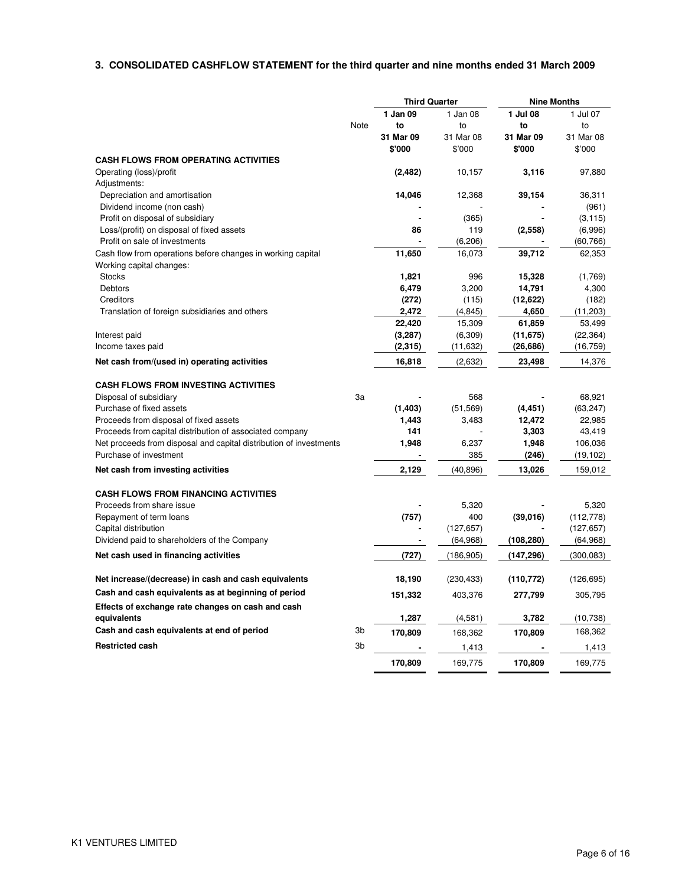## 3. CONSOLIDATED CASHFLOW STATEMENT for the third quarter and nine months ended 31 March 2009

| | Note | Third Quarter | | Nine Months | |
|---|---|---|---|---|---|
| | | **1 Jan 09 to 31 Mar 09** | 1 Jan 08 to 31 Mar 08 | **1 Jul 08 to 31 Mar 09** | 1 Jul 07 to 31 Mar 08 |
| | | **$'000** | $'000 | **$'000** | $'000 |
| **CASH FLOWS FROM OPERATING ACTIVITIES** | | | | | |
| Operating (loss)/profit | | **(2,482)** | 10,157 | **3,116** | 97,880 |
| Adjustments: | | | | | |
| Depreciation and amortisation | | **14,046** | 12,368 | **39,154** | 36,311 |
| Dividend income (non cash) | | **-** | - | **-** | (961) |
| Profit on disposal of subsidiary | | **-** | (365) | **-** | (3,115) |
| Loss/(profit) on disposal of fixed assets | | **86** | 119 | **(2,558)** | (6,996) |
| Profit on sale of investments | | **-** | (6,206) | **-** | (60,766) |
| Cash flow from operations before changes in working capital | | **11,650** | 16,073 | **39,712** | 62,353 |
| Working capital changes: | | | | | |
| Stocks | | **1,821** | 996 | **15,328** | (1,769) |
| Debtors | | **6,479** | 3,200 | **14,791** | 4,300 |
| Creditors | | **(272)** | (115) | **(12,622)** | (182) |
| Translation of foreign subsidiaries and others | | **2,472** | (4,845) | **4,650** | (11,203) |
| | | **22,420** | 15,309 | **61,859** | 53,499 |
| Interest paid | | **(3,287)** | (6,309) | **(11,675)** | (22,364) |
| Income taxes paid | | **(2,315)** | (11,632) | **(26,686)** | (16,759) |
| **Net cash from/(used in) operating activities** | | **16,818** | (2,632) | **23,498** | 14,376 |
| **CASH FLOWS FROM INVESTING ACTIVITIES** | | | | | |
| Disposal of subsidiary | 3a | **-** | 568 | **-** | 68,921 |
| Purchase of fixed assets | | **(1,403)** | (51,569) | **(4,451)** | (63,247) |
| Proceeds from disposal of fixed assets | | **1,443** | 3,483 | **12,472** | 22,985 |
| Proceeds from capital distribution of associated company | | **141** | - | **3,303** | 43,419 |
| Net proceeds from disposal and capital distribution of investments | | **1,948** | 6,237 | **1,948** | 106,036 |
| Purchase of investment | | **-** | 385 | **(246)** | (19,102) |
| **Net cash from investing activities** | | **2,129** | (40,896) | **13,026** | 159,012 |
| **CASH FLOWS FROM FINANCING ACTIVITIES** | | | | | |
| Proceeds from share issue | | **-** | 5,320 | **-** | 5,320 |
| Repayment of term loans | | **(757)** | 400 | **(39,016)** | (112,778) |
| Capital distribution | | **-** | (127,657) | **-** | (127,657) |
| Dividend paid to shareholders of the Company | | **-** | (64,968) | **(108,280)** | (64,968) |
| **Net cash used in financing activities** | | **(727)** | (186,905) | **(147,296)** | (300,083) |
| **Net increase/(decrease) in cash and cash equivalents** | | **18,190** | (230,433) | **(110,772)** | (126,695) |
| **Cash and cash equivalents as at beginning of period** | | **151,332** | 403,376 | **277,799** | 305,795 |
| **Effects of exchange rate changes on cash and cash equivalents** | | **1,287** | (4,581) | **3,782** | (10,738) |
| **Cash and cash equivalents at end of period** | 3b | **170,809** | 168,362 | **170,809** | 168,362 |
| **Restricted cash** | 3b | **-** | 1,413 | **-** | 1,413 |
| | | **170,809** | 169,775 | **170,809** | 169,775 |

K1 VENTURES LIMITED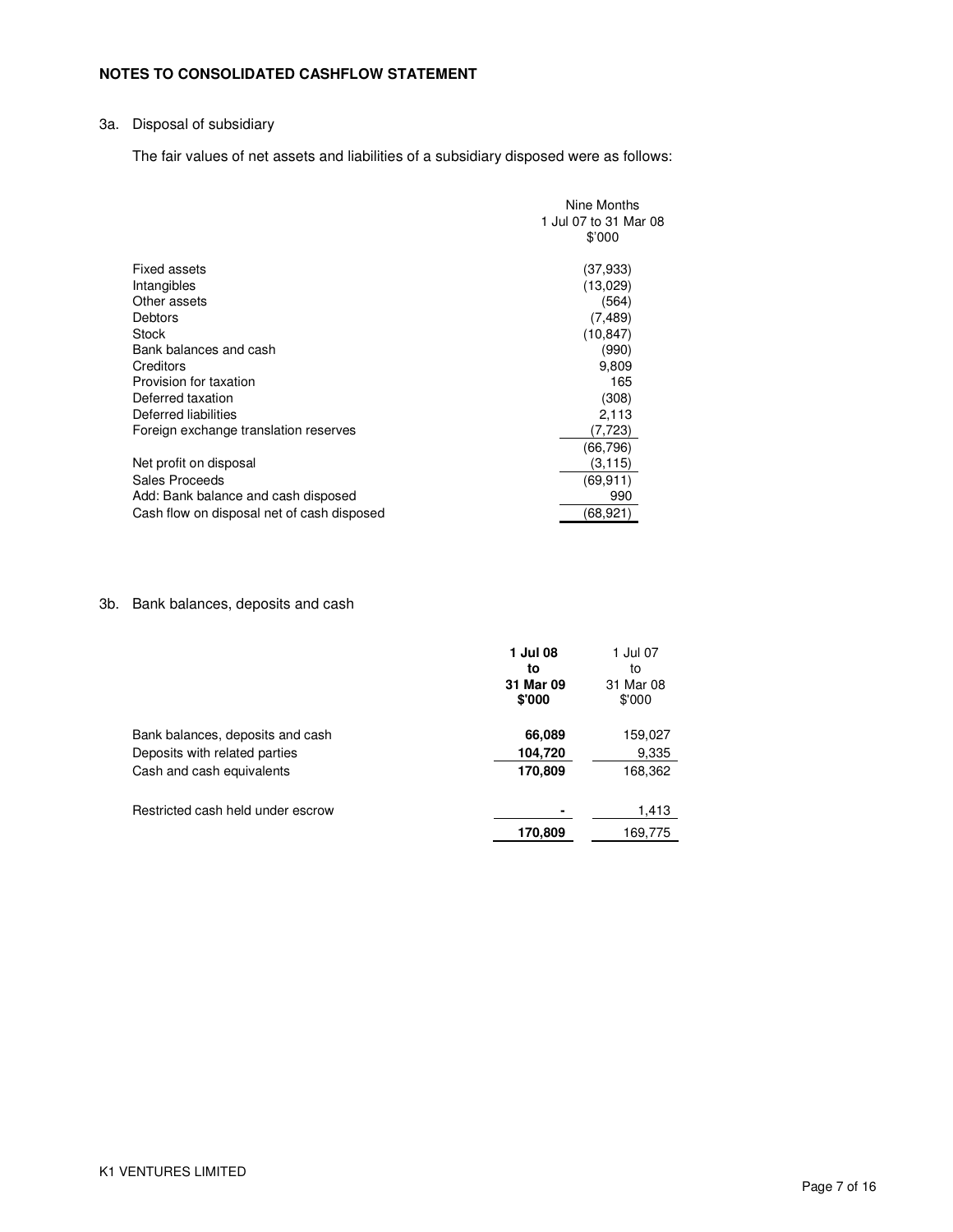## NOTES TO CONSOLIDATED CASHFLOW STATEMENT

### 3a. Disposal of subsidiary

The fair values of net assets and liabilities of a subsidiary disposed were as follows:

| | Nine Months 1 Jul 07 to 31 Mar 08 $'000 |
|---|---|
| Fixed assets | (37,933) |
| Intangibles | (13,029) |
| Other assets | (564) |
| Debtors | (7,489) |
| Stock | (10,847) |
| Bank balances and cash | (990) |
| Creditors | 9,809 |
| Provision for taxation | 165 |
| Deferred taxation | (308) |
| Deferred liabilities | 2,113 |
| Foreign exchange translation reserves | (7,723) |
| | (66,796) |
| Net profit on disposal | (3,115) |
| Sales Proceeds | (69,911) |
| Add: Bank balance and cash disposed | 990 |
| Cash flow on disposal net of cash disposed | (68,921) |

### 3b. Bank balances, deposits and cash

| | **1 Jul 08 to 31 Mar 09 $'000** | 1 Jul 07 to 31 Mar 08 $'000 |
|---|---|---|
| Bank balances, deposits and cash | **66,089** | 159,027 |
| Deposits with related parties | **104,720** | 9,335 |
| Cash and cash equivalents | **170,809** | 168,362 |
| | | |
| Restricted cash held under escrow | **-** | 1,413 |
| | **170,809** | 169,775 |

K1 VENTURES LIMITED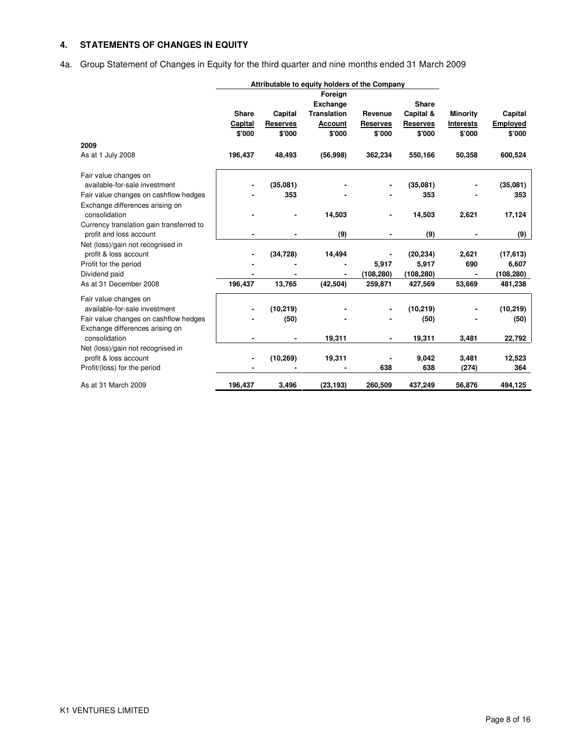## 4. STATEMENTS OF CHANGES IN EQUITY

4a. Group Statement of Changes in Equity for the third quarter and nine months ended 31 March 2009

| | Attributable to equity holders of the Company | | | | | | |
|---|---|---|---|---|---|---|---|
| | Share Capital $'000 | Capital Reserves $'000 | Foreign Exchange Translation Account $'000 | Revenue Reserves $'000 | Share Capital & Reserves $'000 | Minority Interests $'000 | Capital Employed $'000 |
| **2009** | | | | | | | |
| As at 1 July 2008 | **196,437** | **48,493** | **(56,998)** | **362,234** | **550,166** | **50,358** | **600,524** |
| Fair value changes on available-for-sale investment | - | (35,081) | - | - | (35,081) | - | (35,081) |
| Fair value changes on cashflow hedges | - | 353 | - | - | 353 | - | 353 |
| Exchange differences arising on consolidation | - | - | 14,503 | - | 14,503 | 2,621 | 17,124 |
| Currency translation gain transferred to profit and loss account | - | - | (9) | - | (9) | - | (9) |
| Net (loss)/gain not recognised in profit & loss account | - | (34,728) | 14,494 | - | (20,234) | 2,621 | (17,613) |
| Profit for the period | - | - | - | 5,917 | 5,917 | 690 | 6,607 |
| Dividend paid | - | - | - | (108,280) | (108,280) | - | (108,280) |
| As at 31 December 2008 | 196,437 | 13,765 | (42,504) | 259,871 | 427,569 | 53,669 | 481,238 |
| Fair value changes on available-for-sale investment | - | (10,219) | - | - | (10,219) | - | (10,219) |
| Fair value changes on cashflow hedges | - | (50) | - | - | (50) | - | (50) |
| Exchange differences arising on consolidation | - | - | 19,311 | - | 19,311 | 3,481 | 22,792 |
| Net (loss)/gain not recognised in profit & loss account | - | (10,269) | 19,311 | - | 9,042 | 3,481 | 12,523 |
| Profit/(loss) for the period | - | - | - | 638 | 638 | (274) | 364 |
| As at 31 March 2009 | 196,437 | 3,496 | (23,193) | 260,509 | 437,249 | 56,876 | 494,125 |

K1 VENTURES LIMITED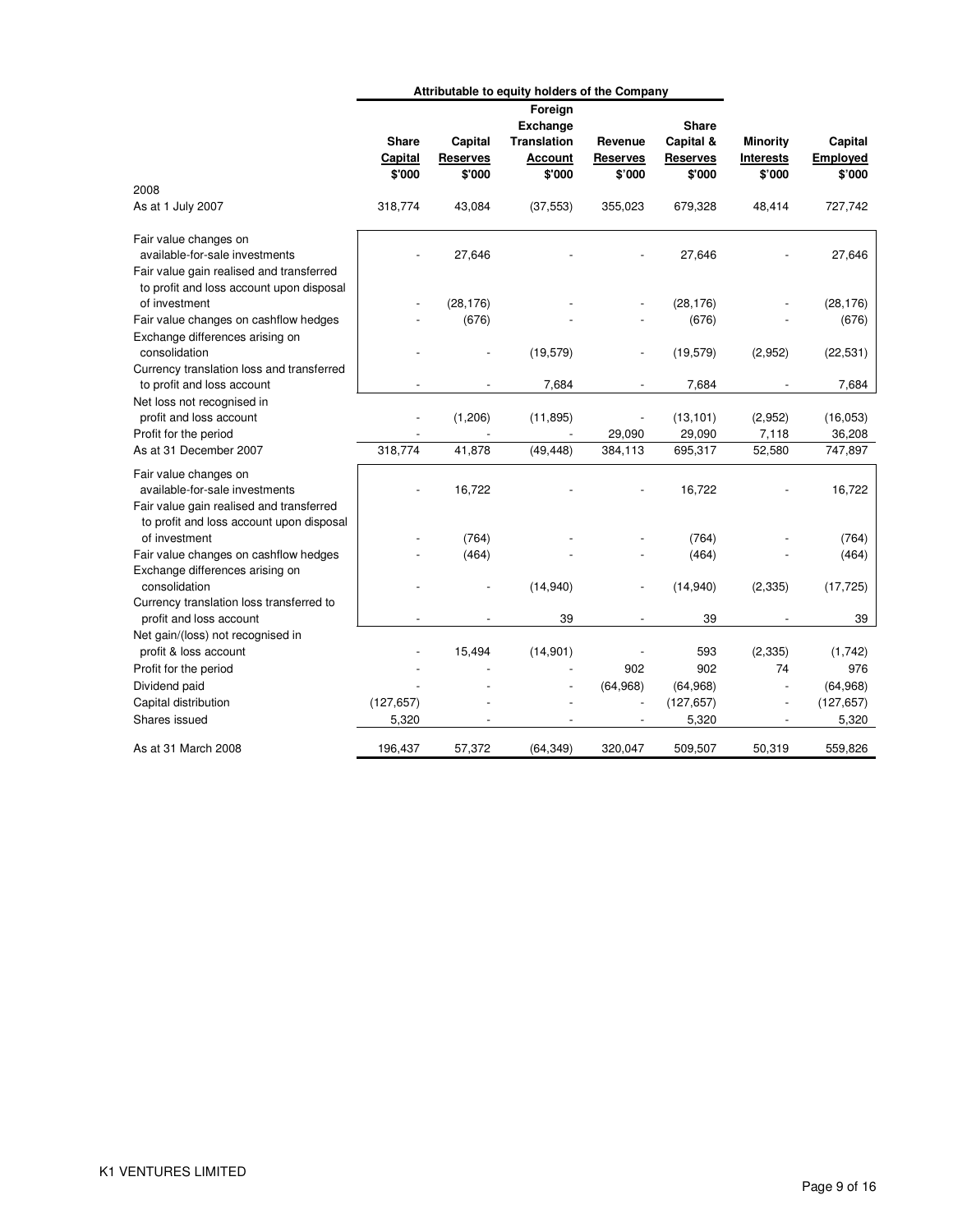| | Attributable to equity holders of the Company | | | | | | |
|---|---|---|---|---|---|---|---|
| | **Share Capital** | **Capital Reserves** | **Foreign Exchange Translation Account** | **Revenue Reserves** | **Share Capital & Reserves** | **Minority Interests** | **Capital Employed** |
| | **$'000** | **$'000** | **$'000** | **$'000** | **$'000** | **$'000** | **$'000** |
| 2008 | | | | | | | |
| As at 1 July 2007 | 318,774 | 43,084 | (37,553) | 355,023 | 679,328 | 48,414 | 727,742 |
| Fair value changes on available-for-sale investments | - | 27,646 | - | - | 27,646 | - | 27,646 |
| Fair value gain realised and transferred to profit and loss account upon disposal of investment | - | (28,176) | - | - | (28,176) | - | (28,176) |
| Fair value changes on cashflow hedges | - | (676) | - | - | (676) | - | (676) |
| Exchange differences arising on consolidation | - | - | (19,579) | - | (19,579) | (2,952) | (22,531) |
| Currency translation loss and transferred to profit and loss account | - | - | 7,684 | - | 7,684 | - | 7,684 |
| Net loss not recognised in profit and loss account | - | (1,206) | (11,895) | - | (13,101) | (2,952) | (16,053) |
| Profit for the period | - | - | - | 29,090 | 29,090 | 7,118 | 36,208 |
| As at 31 December 2007 | 318,774 | 41,878 | (49,448) | 384,113 | 695,317 | 52,580 | 747,897 |
| Fair value changes on available-for-sale investments | - | 16,722 | - | - | 16,722 | - | 16,722 |
| Fair value gain realised and transferred to profit and loss account upon disposal of investment | - | (764) | - | - | (764) | - | (764) |
| Fair value changes on cashflow hedges | - | (464) | - | - | (464) | - | (464) |
| Exchange differences arising on consolidation | - | - | (14,940) | - | (14,940) | (2,335) | (17,725) |
| Currency translation loss transferred to profit and loss account | - | - | 39 | - | 39 | - | 39 |
| Net gain/(loss) not recognised in profit & loss account | - | 15,494 | (14,901) | - | 593 | (2,335) | (1,742) |
| Profit for the period | - | - | - | 902 | 902 | 74 | 976 |
| Dividend paid | - | - | - | (64,968) | (64,968) | - | (64,968) |
| Capital distribution | (127,657) | - | - | - | (127,657) | - | (127,657) |
| Shares issued | 5,320 | - | - | - | 5,320 | - | 5,320 |
| As at 31 March 2008 | 196,437 | 57,372 | (64,349) | 320,047 | 509,507 | 50,319 | 559,826 |

K1 VENTURES LIMITED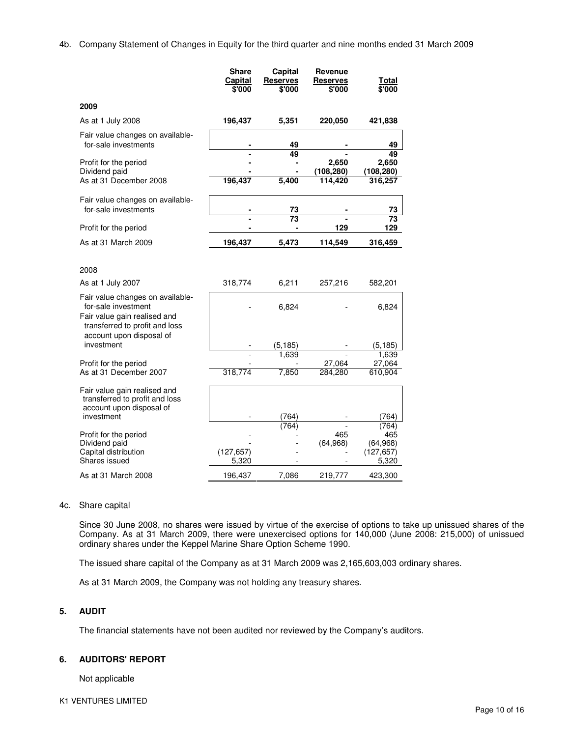4b. Company Statement of Changes in Equity for the third quarter and nine months ended 31 March 2009

| | Share Capital $'000 | Capital Reserves $'000 | Revenue Reserves $'000 | Total $'000 |
|---|---|---|---|---|
| **2009** | | | | |
| As at 1 July 2008 | **196,437** | **5,351** | **220,050** | **421,838** |
| Fair value changes on available-for-sale investments | **-** | **49** | **-** | **49** |
| | **-** | **49** | **-** | **49** |
| Profit for the period | **-** | **-** | **2,650** | **2,650** |
| Dividend paid | **-** | **-** | **(108,280)** | **(108,280)** |
| As at 31 December 2008 | **196,437** | **5,400** | **114,420** | **316,257** |
| Fair value changes on available-for-sale investments | **-** | **73** | **-** | **73** |
| | **-** | **73** | **-** | **73** |
| Profit for the period | **-** | **-** | **129** | **129** |
| As at 31 March 2009 | **196,437** | **5,473** | **114,549** | **316,459** |
| 2008 | | | | |
| As at 1 July 2007 | 318,774 | 6,211 | 257,216 | 582,201 |
| Fair value changes on available-for-sale investment | - | 6,824 | - | 6,824 |
| Fair value gain realised and transferred to profit and loss account upon disposal of investment | - | (5,185) | - | (5,185) |
| | - | 1,639 | - | 1,639 |
| Profit for the period | - | - | 27,064 | 27,064 |
| As at 31 December 2007 | 318,774 | 7,850 | 284,280 | 610,904 |
| Fair value gain realised and transferred to profit and loss account upon disposal of investment | - | (764) | - | (764) |
| | - | (764) | - | (764) |
| Profit for the period | - | - | 465 | 465 |
| Dividend paid | - | - | (64,968) | (64,968) |
| Capital distribution | (127,657) | - | - | (127,657) |
| Shares issued | 5,320 | - | - | 5,320 |
| As at 31 March 2008 | 196,437 | 7,086 | 219,777 | 423,300 |

4c. Share capital

Since 30 June 2008, no shares were issued by virtue of the exercise of options to take up unissued shares of the Company. As at 31 March 2009, there were unexercised options for 140,000 (June 2008: 215,000) of unissued ordinary shares under the Keppel Marine Share Option Scheme 1990.

The issued share capital of the Company as at 31 March 2009 was 2,165,603,003 ordinary shares.

As at 31 March 2009, the Company was not holding any treasury shares.

## 5. AUDIT

The financial statements have not been audited nor reviewed by the Company's auditors.

## 6. AUDITORS' REPORT

Not applicable

K1 VENTURES LIMITED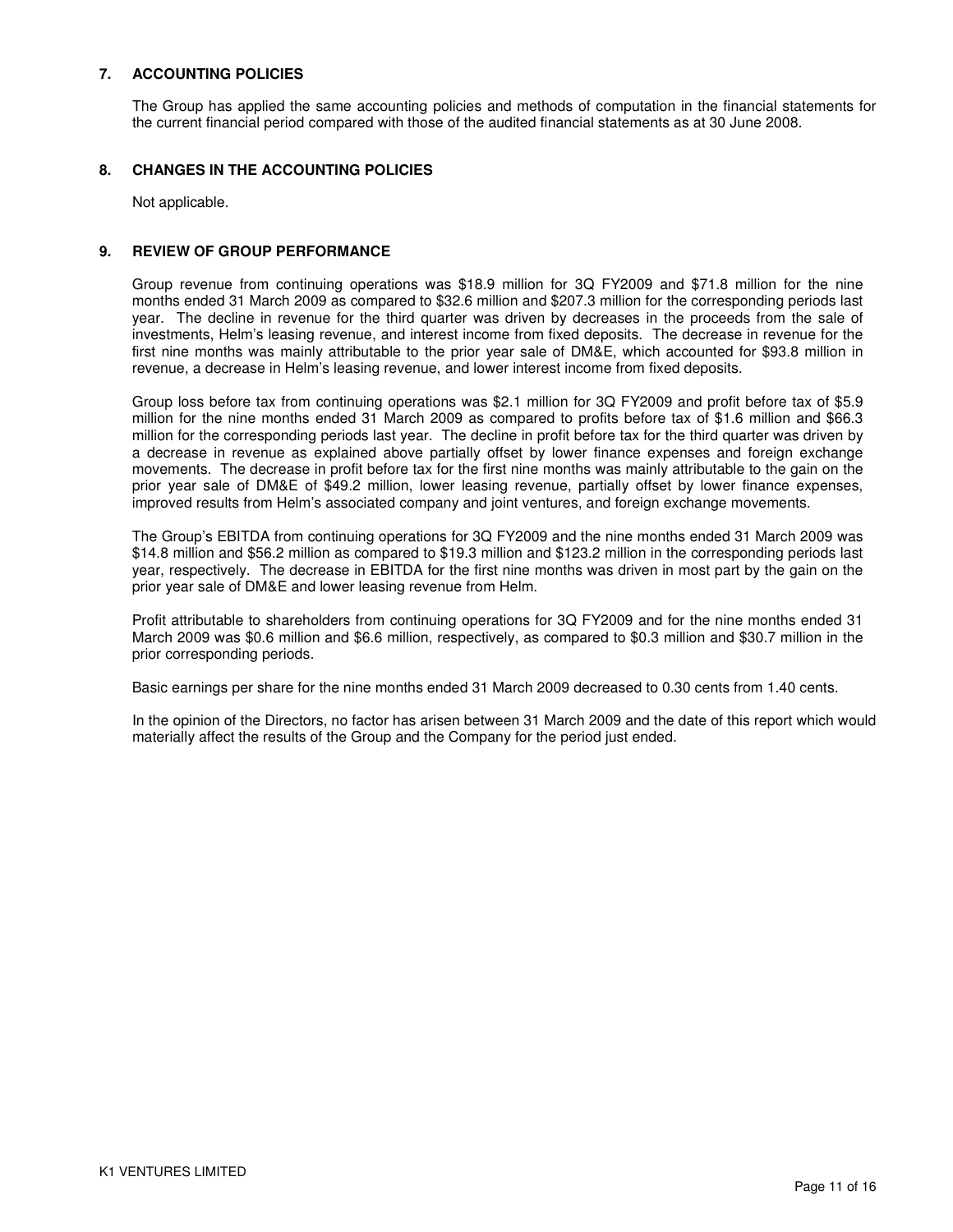## 7. ACCOUNTING POLICIES

The Group has applied the same accounting policies and methods of computation in the financial statements for the current financial period compared with those of the audited financial statements as at 30 June 2008.

## 8. CHANGES IN THE ACCOUNTING POLICIES

Not applicable.

## 9. REVIEW OF GROUP PERFORMANCE

Group revenue from continuing operations was $18.9 million for 3Q FY2009 and $71.8 million for the nine months ended 31 March 2009 as compared to $32.6 million and $207.3 million for the corresponding periods last year. The decline in revenue for the third quarter was driven by decreases in the proceeds from the sale of investments, Helm's leasing revenue, and interest income from fixed deposits. The decrease in revenue for the first nine months was mainly attributable to the prior year sale of DM&E, which accounted for $93.8 million in revenue, a decrease in Helm's leasing revenue, and lower interest income from fixed deposits.

Group loss before tax from continuing operations was $2.1 million for 3Q FY2009 and profit before tax of $5.9 million for the nine months ended 31 March 2009 as compared to profits before tax of $1.6 million and $66.3 million for the corresponding periods last year. The decline in profit before tax for the third quarter was driven by a decrease in revenue as explained above partially offset by lower finance expenses and foreign exchange movements. The decrease in profit before tax for the first nine months was mainly attributable to the gain on the prior year sale of DM&E of $49.2 million, lower leasing revenue, partially offset by lower finance expenses, improved results from Helm's associated company and joint ventures, and foreign exchange movements.

The Group's EBITDA from continuing operations for 3Q FY2009 and the nine months ended 31 March 2009 was $14.8 million and $56.2 million as compared to $19.3 million and $123.2 million in the corresponding periods last year, respectively. The decrease in EBITDA for the first nine months was driven in most part by the gain on the prior year sale of DM&E and lower leasing revenue from Helm.

Profit attributable to shareholders from continuing operations for 3Q FY2009 and for the nine months ended 31 March 2009 was $0.6 million and $6.6 million, respectively, as compared to $0.3 million and $30.7 million in the prior corresponding periods.

Basic earnings per share for the nine months ended 31 March 2009 decreased to 0.30 cents from 1.40 cents.

In the opinion of the Directors, no factor has arisen between 31 March 2009 and the date of this report which would materially affect the results of the Group and the Company for the period just ended.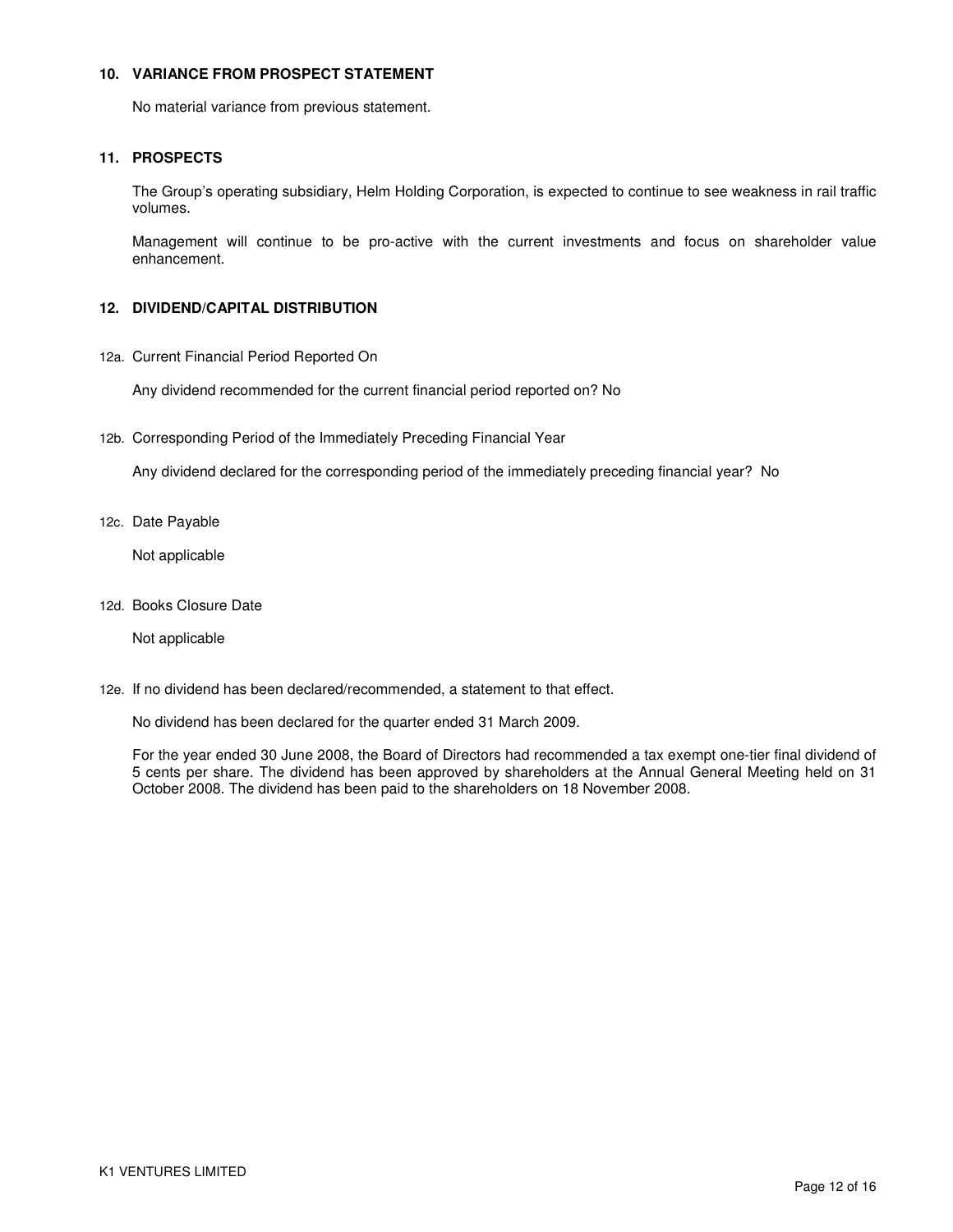## 10. VARIANCE FROM PROSPECT STATEMENT

No material variance from previous statement.

## 11. PROSPECTS

The Group's operating subsidiary, Helm Holding Corporation, is expected to continue to see weakness in rail traffic volumes.

Management will continue to be pro-active with the current investments and focus on shareholder value enhancement.

## 12. DIVIDEND/CAPITAL DISTRIBUTION

12a. Current Financial Period Reported On

Any dividend recommended for the current financial period reported on? No

12b. Corresponding Period of the Immediately Preceding Financial Year

Any dividend declared for the corresponding period of the immediately preceding financial year? No

12c. Date Payable

Not applicable

12d. Books Closure Date

Not applicable

12e. If no dividend has been declared/recommended, a statement to that effect.

No dividend has been declared for the quarter ended 31 March 2009.

For the year ended 30 June 2008, the Board of Directors had recommended a tax exempt one-tier final dividend of 5 cents per share. The dividend has been approved by shareholders at the Annual General Meeting held on 31 October 2008. The dividend has been paid to the shareholders on 18 November 2008.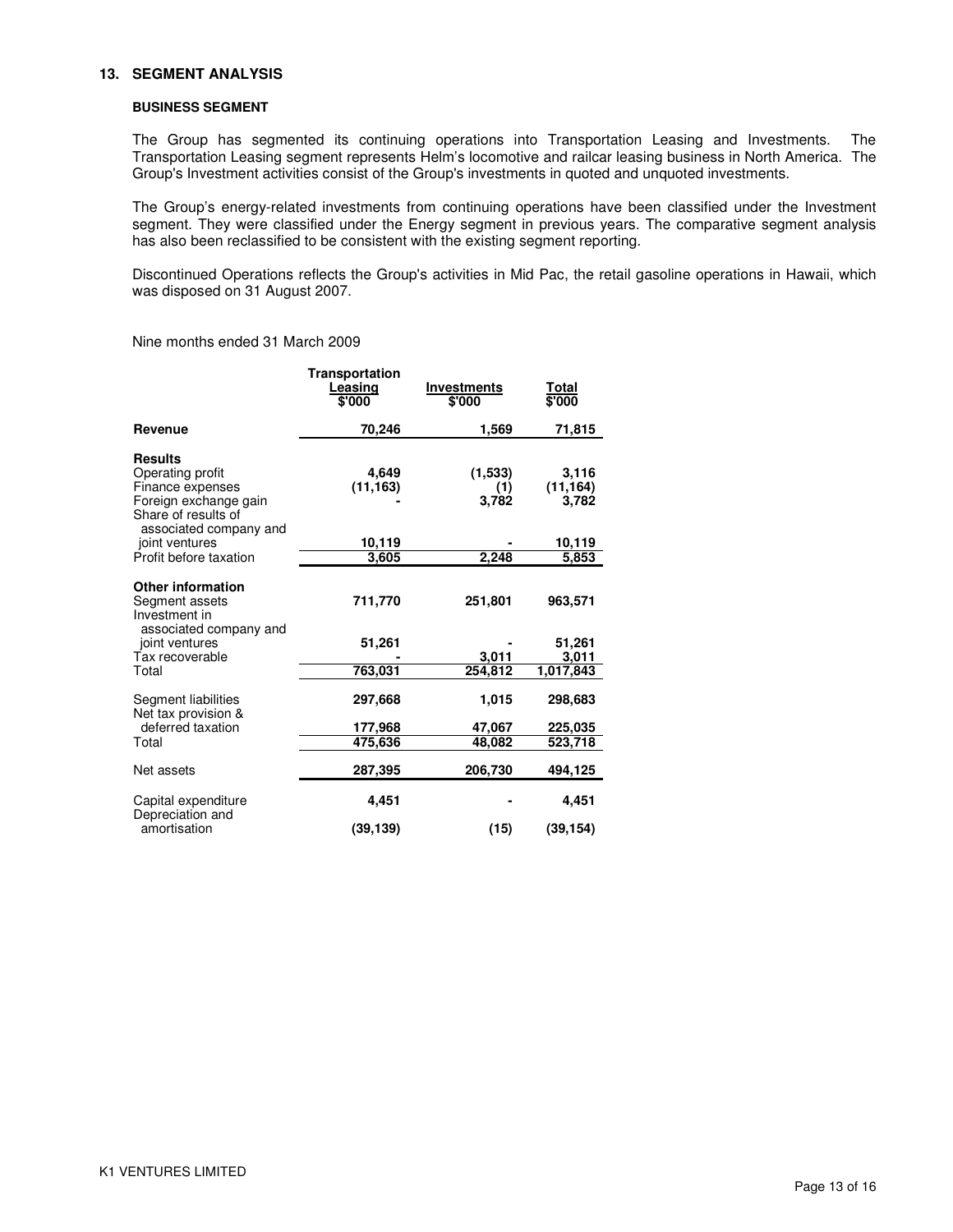## 13. SEGMENT ANALYSIS

### BUSINESS SEGMENT

The Group has segmented its continuing operations into Transportation Leasing and Investments. The Transportation Leasing segment represents Helm's locomotive and railcar leasing business in North America. The Group's Investment activities consist of the Group's investments in quoted and unquoted investments.

The Group's energy-related investments from continuing operations have been classified under the Investment segment. They were classified under the Energy segment in previous years. The comparative segment analysis has also been reclassified to be consistent with the existing segment reporting.

Discontinued Operations reflects the Group's activities in Mid Pac, the retail gasoline operations in Hawaii, which was disposed on 31 August 2007.

Nine months ended 31 March 2009

| | Transportation Leasing $'000 | Investments $'000 | Total $'000 |
|---|---|---|---|
| **Revenue** | **70,246** | **1,569** | **71,815** |
| **Results** | | | |
| Operating profit | **4,649** | **(1,533)** | **3,116** |
| Finance expenses | **(11,163)** | **(1)** | **(11,164)** |
| Foreign exchange gain | **-** | **3,782** | **3,782** |
| Share of results of associated company and joint ventures | **10,119** | **-** | **10,119** |
| Profit before taxation | **3,605** | **2,248** | **5,853** |
| **Other information** | | | |
| Segment assets | **711,770** | **251,801** | **963,571** |
| Investment in associated company and joint ventures | **51,261** | **-** | **51,261** |
| Tax recoverable | **-** | **3,011** | **3,011** |
| Total | **763,031** | **254,812** | **1,017,843** |
| Segment liabilities | **297,668** | **1,015** | **298,683** |
| Net tax provision & deferred taxation | **177,968** | **47,067** | **225,035** |
| Total | **475,636** | **48,082** | **523,718** |
| Net assets | **287,395** | **206,730** | **494,125** |
| Capital expenditure | **4,451** | **-** | **4,451** |
| Depreciation and amortisation | **(39,139)** | **(15)** | **(39,154)** |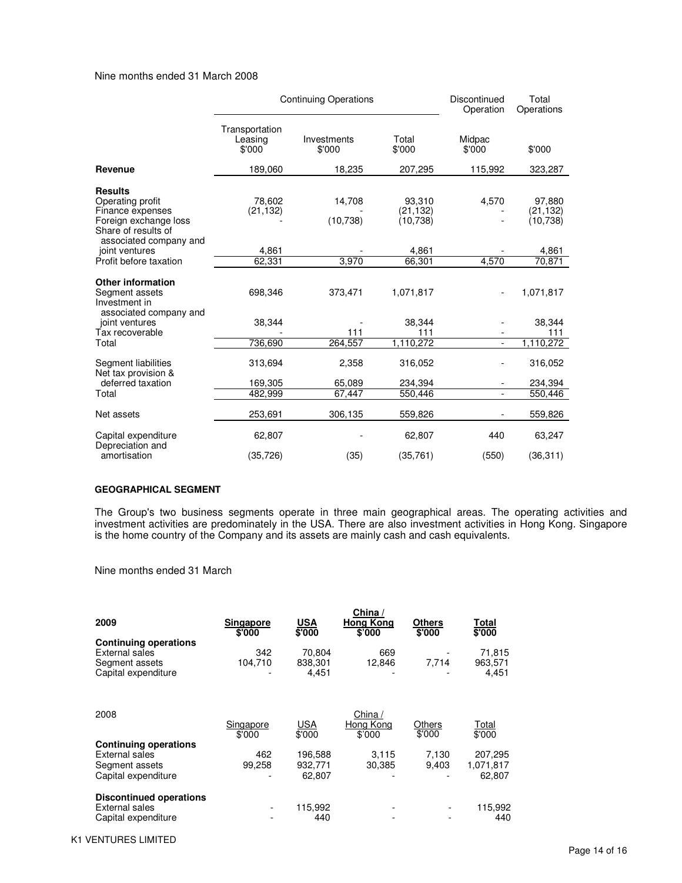Nine months ended 31 March 2008

| | Continuing Operations | | | Discontinued Operation | Total Operations |
|---|---|---|---|---|---|
| | Transportation Leasing $'000 | Investments $'000 | Total $'000 | Midpac $'000 | $'000 |
| **Revenue** | 189,060 | 18,235 | 207,295 | 115,992 | 323,287 |
| **Results** | | | | | |
| Operating profit | 78,602 | 14,708 | 93,310 | 4,570 | 97,880 |
| Finance expenses | (21,132) | - | (21,132) | - | (21,132) |
| Foreign exchange loss | - | (10,738) | (10,738) | - | (10,738) |
| Share of results of associated company and joint ventures | 4,861 | - | 4,861 | - | 4,861 |
| Profit before taxation | 62,331 | 3,970 | 66,301 | 4,570 | 70,871 |
| **Other information** | | | | | |
| Segment assets | 698,346 | 373,471 | 1,071,817 | - | 1,071,817 |
| Investment in associated company and joint ventures | 38,344 | - | 38,344 | - | 38,344 |
| Tax recoverable | - | 111 | 111 | - | 111 |
| Total | 736,690 | 264,557 | 1,110,272 | - | 1,110,272 |
| Segment liabilities | 313,694 | 2,358 | 316,052 | - | 316,052 |
| Net tax provision & deferred taxation | 169,305 | 65,089 | 234,394 | - | 234,394 |
| Total | 482,999 | 67,447 | 550,446 | - | 550,446 |
| Net assets | 253,691 | 306,135 | 559,826 | - | 559,826 |
| Capital expenditure | 62,807 | - | 62,807 | 440 | 63,247 |
| Depreciation and amortisation | (35,726) | (35) | (35,761) | (550) | (36,311) |

**GEOGRAPHICAL SEGMENT**

The Group's two business segments operate in three main geographical areas. The operating activities and investment activities are predominately in the USA. There are also investment activities in Hong Kong. Singapore is the home country of the Company and its assets are mainly cash and cash equivalents.

Nine months ended 31 March

| **2009** | **Singapore $'000** | **USA $'000** | **China / Hong Kong $'000** | **Others $'000** | **Total $'000** |
|---|---|---|---|---|---|
| **Continuing operations** | | | | | |
| External sales | 342 | 70,804 | 669 | - | 71,815 |
| Segment assets | 104,710 | 838,301 | 12,846 | 7,714 | 963,571 |
| Capital expenditure | - | 4,451 | - | - | 4,451 |

| 2008 | Singapore $'000 | USA $'000 | China / Hong Kong $'000 | Others $'000 | Total $'000 |
|---|---|---|---|---|---|
| **Continuing operations** | | | | | |
| External sales | 462 | 196,588 | 3,115 | 7,130 | 207,295 |
| Segment assets | 99,258 | 932,771 | 30,385 | 9,403 | 1,071,817 |
| Capital expenditure | - | 62,807 | - | - | 62,807 |
| **Discontinued operations** | | | | | |
| External sales | - | 115,992 | - | - | 115,992 |
| Capital expenditure | - | 440 | - | - | 440 |

K1 VENTURES LIMITED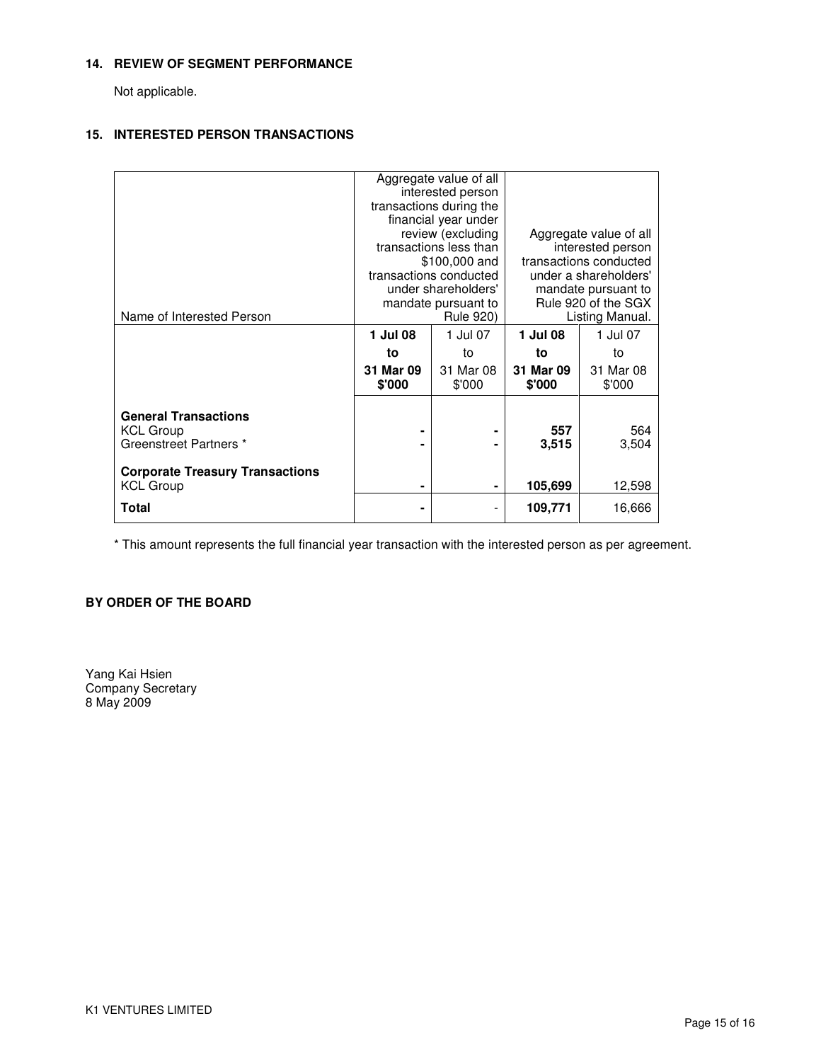## 14. REVIEW OF SEGMENT PERFORMANCE

Not applicable.

## 15. INTERESTED PERSON TRANSACTIONS

| Name of Interested Person | Aggregate value of all interested person transactions during the financial year under review (excluding transactions less than $100,000 and transactions conducted under shareholders' mandate pursuant to Rule 920) | | Aggregate value of all interested person transactions conducted under a shareholders' mandate pursuant to Rule 920 of the SGX Listing Manual. | |
|---|---|---|---|---|
| | **1 Jul 08 to 31 Mar 09 $'000** | 1 Jul 07 to 31 Mar 08 $'000 | **1 Jul 08 to 31 Mar 09 $'000** | 1 Jul 07 to 31 Mar 08 $'000 |
| **General Transactions** | | | | |
| KCL Group | **-** | **-** | **557** | 564 |
| Greenstreet Partners * | **-** | **-** | **3,515** | 3,504 |
| **Corporate Treasury Transactions** | | | | |
| KCL Group | **-** | **-** | **105,699** | 12,598 |
| **Total** | **-** | - | **109,771** | 16,666 |

* This amount represents the full financial year transaction with the interested person as per agreement.

**BY ORDER OF THE BOARD**

Yang Kai Hsien
Company Secretary
8 May 2009

K1 VENTURES LIMITED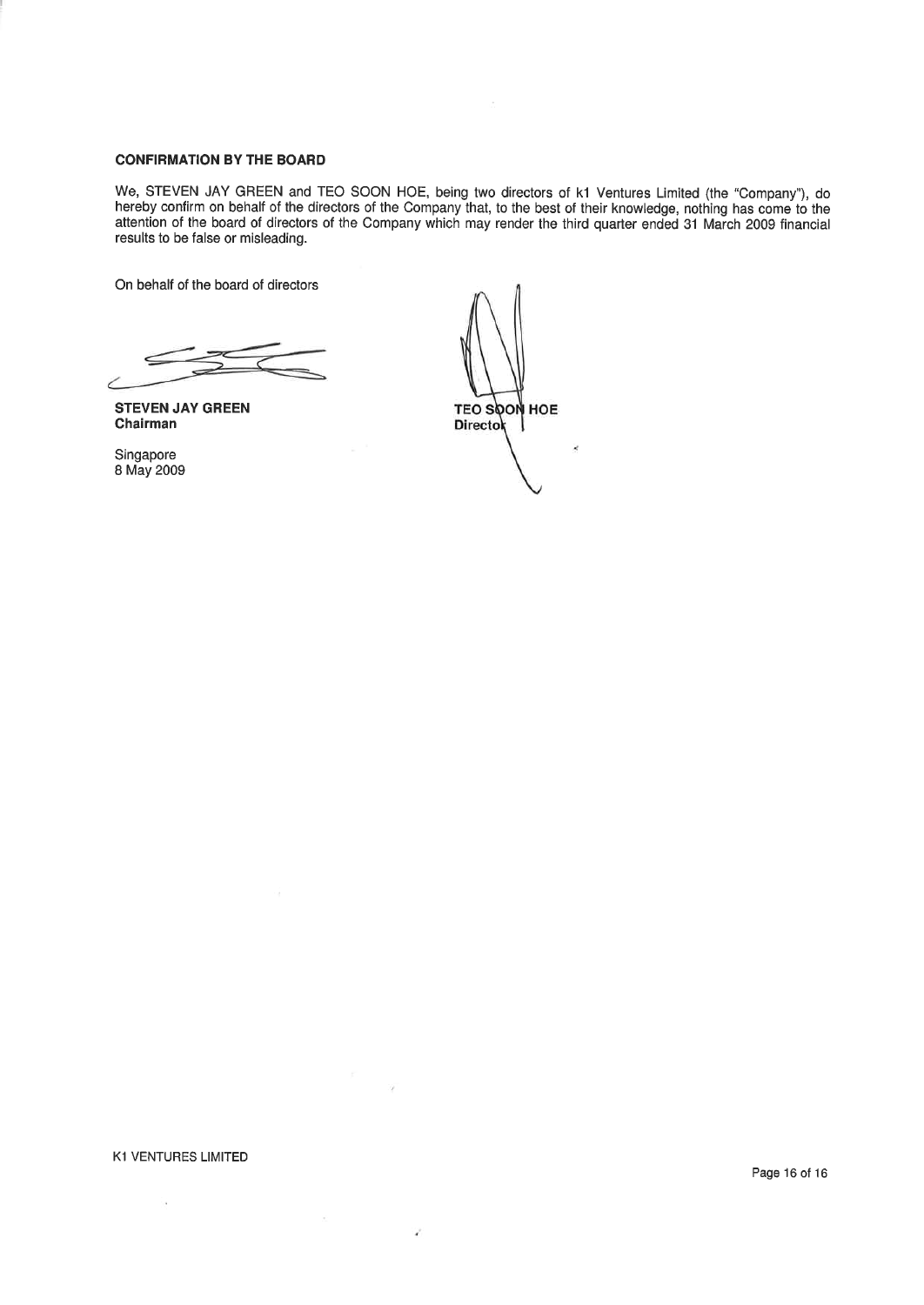**CONFIRMATION BY THE BOARD**

We, STEVEN JAY GREEN and TEO SOON HOE, being two directors of k1 Ventures Limited (the "Company"), do hereby confirm on behalf of the directors of the Company that, to the best of their knowledge, nothing has come to the attention of the board of directors of the Company which may render the third quarter ended 31 March 2009 financial results to be false or misleading.

On behalf of the board of directors

**STEVEN JAY GREEN**
**Chairman**

**TEO SOON HOE**
**Director**

Singapore
8 May 2009